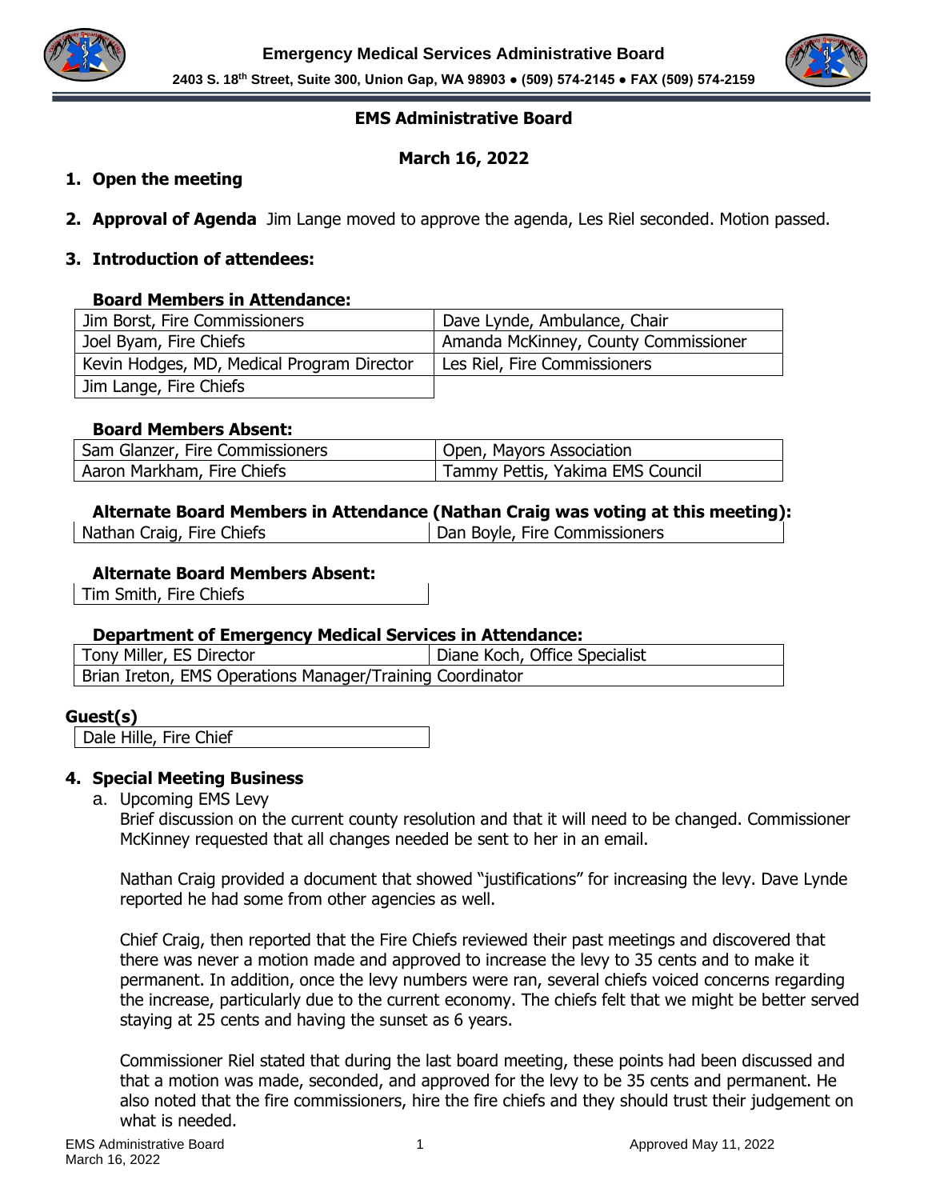**Emergency Medical Services Administrative Board**

**2403 S. 18th Street, Suite 300, Union Gap, WA 98903 ● (509) 574-2145 ● FAX (509) 574-2159**

## EMS Administrative Board

### March 16, 2022

**1. Open the meeting**

**2. Approval of Agenda** Jim Lange moved to approve the agenda, Les Riel seconded. Motion passed.

**3. Introduction of attendees:**

**Board Members in Attendance:**

| | |
|---|---|
| Jim Borst, Fire Commissioners | Dave Lynde, Ambulance, Chair |
| Joel Byam, Fire Chiefs | Amanda McKinney, County Commissioner |
| Kevin Hodges, MD, Medical Program Director | Les Riel, Fire Commissioners |
| Jim Lange, Fire Chiefs | |

**Board Members Absent:**

| | |
|---|---|
| Sam Glanzer, Fire Commissioners | Open, Mayors Association |
| Aaron Markham, Fire Chiefs | Tammy Pettis, Yakima EMS Council |

**Alternate Board Members in Attendance (Nathan Craig was voting at this meeting):**

| | |
|---|---|
| Nathan Craig, Fire Chiefs | Dan Boyle, Fire Commissioners |

**Alternate Board Members Absent:**

| |
|---|
| Tim Smith, Fire Chiefs |

**Department of Emergency Medical Services in Attendance:**

| | |
|---|---|
| Tony Miller, ES Director | Diane Koch, Office Specialist |
| Brian Ireton, EMS Operations Manager/Training Coordinator | |

**Guest(s)**

| |
|---|
| Dale Hille, Fire Chief |

**4. Special Meeting Business**

a. Upcoming EMS Levy

Brief discussion on the current county resolution and that it will need to be changed. Commissioner McKinney requested that all changes needed be sent to her in an email.

Nathan Craig provided a document that showed "justifications" for increasing the levy. Dave Lynde reported he had some from other agencies as well.

Chief Craig, then reported that the Fire Chiefs reviewed their past meetings and discovered that there was never a motion made and approved to increase the levy to 35 cents and to make it permanent. In addition, once the levy numbers were ran, several chiefs voiced concerns regarding the increase, particularly due to the current economy. The chiefs felt that we might be better served staying at 25 cents and having the sunset as 6 years.

Commissioner Riel stated that during the last board meeting, these points had been discussed and that a motion was made, seconded, and approved for the levy to be 35 cents and permanent. He also noted that the fire commissioners, hire the fire chiefs and they should trust their judgement on what is needed.

EMS Administrative Board
March 16, 2022

Approved May 11, 2022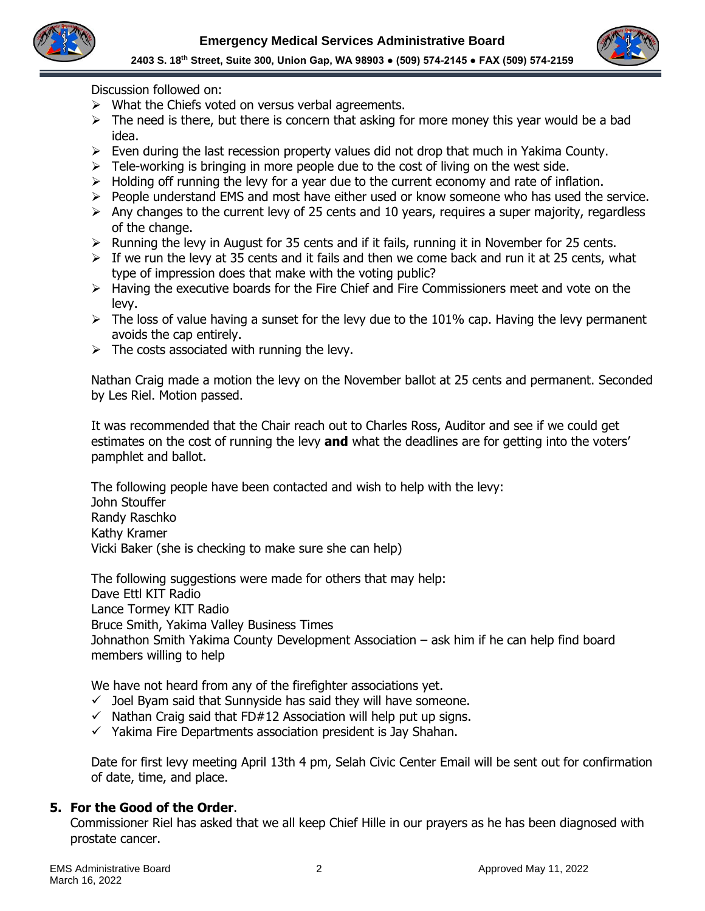Discussion followed on:

- What the Chiefs voted on versus verbal agreements.
- The need is there, but there is concern that asking for more money this year would be a bad idea.
- Even during the last recession property values did not drop that much in Yakima County.
- Tele-working is bringing in more people due to the cost of living on the west side.
- Holding off running the levy for a year due to the current economy and rate of inflation.
- People understand EMS and most have either used or know someone who has used the service.
- Any changes to the current levy of 25 cents and 10 years, requires a super majority, regardless of the change.
- Running the levy in August for 35 cents and if it fails, running it in November for 25 cents.
- If we run the levy at 35 cents and it fails and then we come back and run it at 25 cents, what type of impression does that make with the voting public?
- Having the executive boards for the Fire Chief and Fire Commissioners meet and vote on the levy.
- The loss of value having a sunset for the levy due to the 101% cap. Having the levy permanent avoids the cap entirely.
- The costs associated with running the levy.

Nathan Craig made a motion the levy on the November ballot at 25 cents and permanent. Seconded by Les Riel. Motion passed.

It was recommended that the Chair reach out to Charles Ross, Auditor and see if we could get estimates on the cost of running the levy **and** what the deadlines are for getting into the voters' pamphlet and ballot.

The following people have been contacted and wish to help with the levy:
John Stouffer
Randy Raschko
Kathy Kramer
Vicki Baker (she is checking to make sure she can help)

The following suggestions were made for others that may help:
Dave Ettl KIT Radio
Lance Tormey KIT Radio
Bruce Smith, Yakima Valley Business Times
Johnathon Smith Yakima County Development Association – ask him if he can help find board members willing to help

We have not heard from any of the firefighter associations yet.

- ✓ Joel Byam said that Sunnyside has said they will have someone.
- ✓ Nathan Craig said that FD#12 Association will help put up signs.
- ✓ Yakima Fire Departments association president is Jay Shahan.

Date for first levy meeting April 13th 4 pm, Selah Civic Center Email will be sent out for confirmation of date, time, and place.

## 5. For the Good of the Order.

Commissioner Riel has asked that we all keep Chief Hille in our prayers as he has been diagnosed with prostate cancer.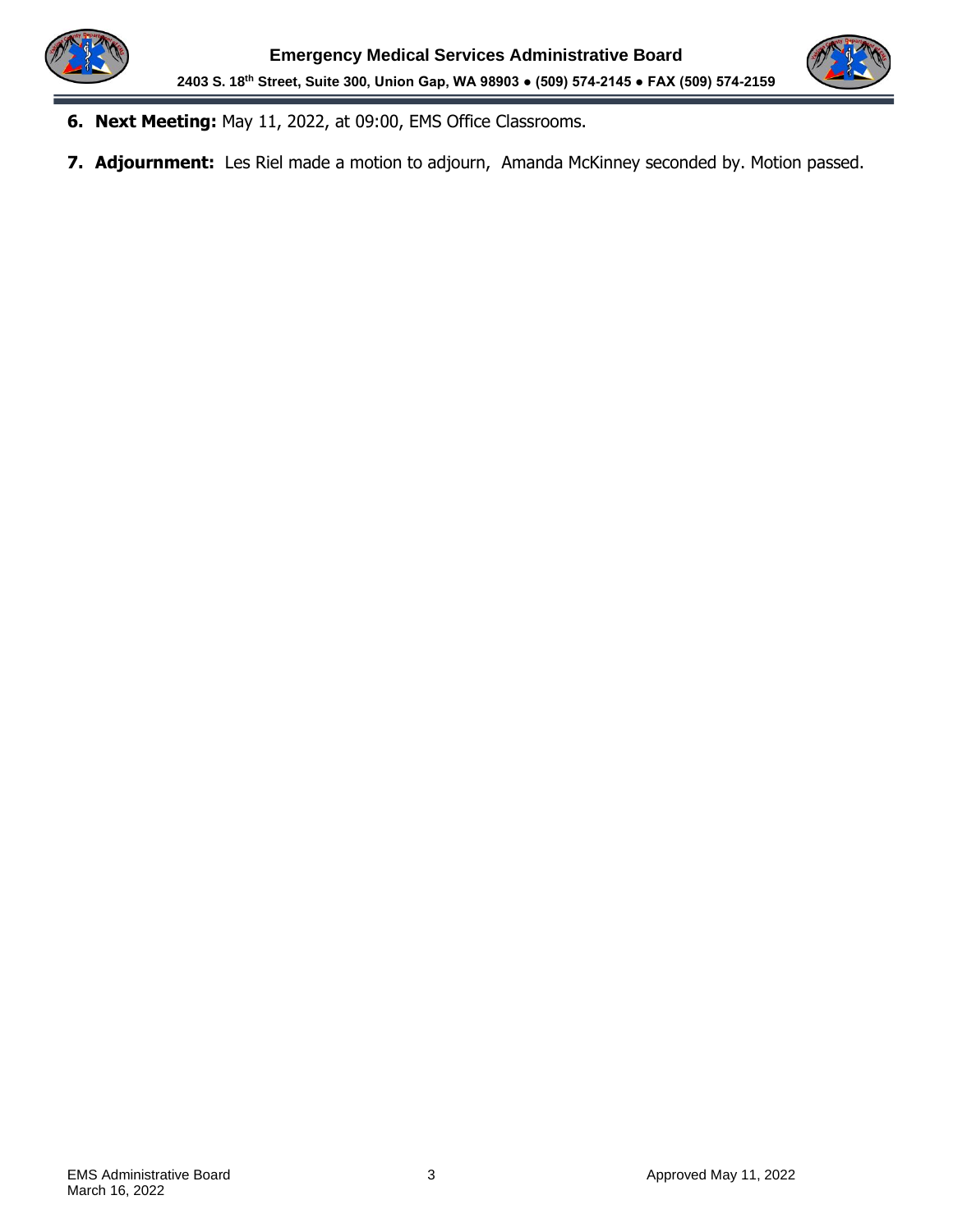6. **Next Meeting:** May 11, 2022, at 09:00, EMS Office Classrooms.

7. **Adjournment:** Les Riel made a motion to adjourn, Amanda McKinney seconded by. Motion passed.